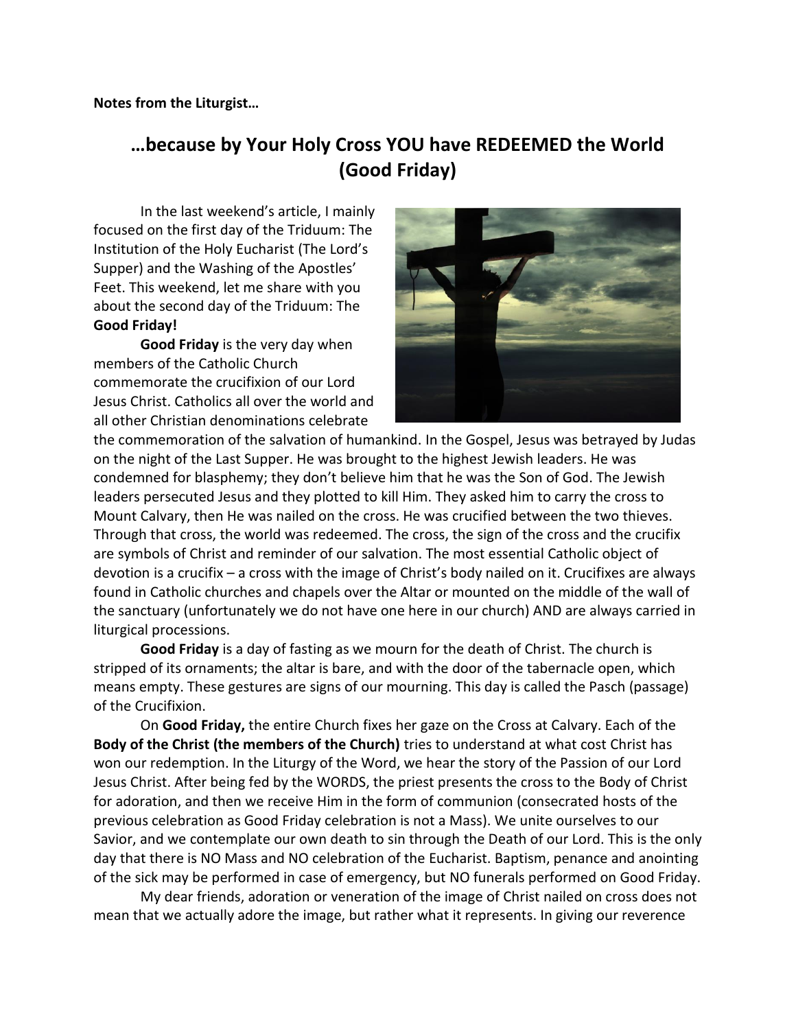**Notes from the Liturgist…**

# …because by Your Holy Cross YOU have REDEEMED the World (Good Friday)

In the last weekend's article, I mainly focused on the first day of the Triduum: The Institution of the Holy Eucharist (The Lord's Supper) and the Washing of the Apostles' Feet. This weekend, let me share with you about the second day of the Triduum: The **Good Friday!**

**Good Friday** is the very day when members of the Catholic Church commemorate the crucifixion of our Lord Jesus Christ. Catholics all over the world and all other Christian denominations celebrate the commemoration of the salvation of humankind. In the Gospel, Jesus was betrayed by Judas on the night of the Last Supper. He was brought to the highest Jewish leaders. He was condemned for blasphemy; they don't believe him that he was the Son of God. The Jewish leaders persecuted Jesus and they plotted to kill Him. They asked him to carry the cross to Mount Calvary, then He was nailed on the cross. He was crucified between the two thieves. Through that cross, the world was redeemed. The cross, the sign of the cross and the crucifix are symbols of Christ and reminder of our salvation. The most essential Catholic object of devotion is a crucifix – a cross with the image of Christ's body nailed on it. Crucifixes are always found in Catholic churches and chapels over the Altar or mounted on the middle of the wall of the sanctuary (unfortunately we do not have one here in our church) AND are always carried in liturgical processions.

**Good Friday** is a day of fasting as we mourn for the death of Christ. The church is stripped of its ornaments; the altar is bare, and with the door of the tabernacle open, which means empty. These gestures are signs of our mourning. This day is called the Pasch (passage) of the Crucifixion.

On **Good Friday,** the entire Church fixes her gaze on the Cross at Calvary. Each of the **Body of the Christ (the members of the Church)** tries to understand at what cost Christ has won our redemption. In the Liturgy of the Word, we hear the story of the Passion of our Lord Jesus Christ. After being fed by the WORDS, the priest presents the cross to the Body of Christ for adoration, and then we receive Him in the form of communion (consecrated hosts of the previous celebration as Good Friday celebration is not a Mass). We unite ourselves to our Savior, and we contemplate our own death to sin through the Death of our Lord. This is the only day that there is NO Mass and NO celebration of the Eucharist. Baptism, penance and anointing of the sick may be performed in case of emergency, but NO funerals performed on Good Friday.

My dear friends, adoration or veneration of the image of Christ nailed on cross does not mean that we actually adore the image, but rather what it represents. In giving our reverence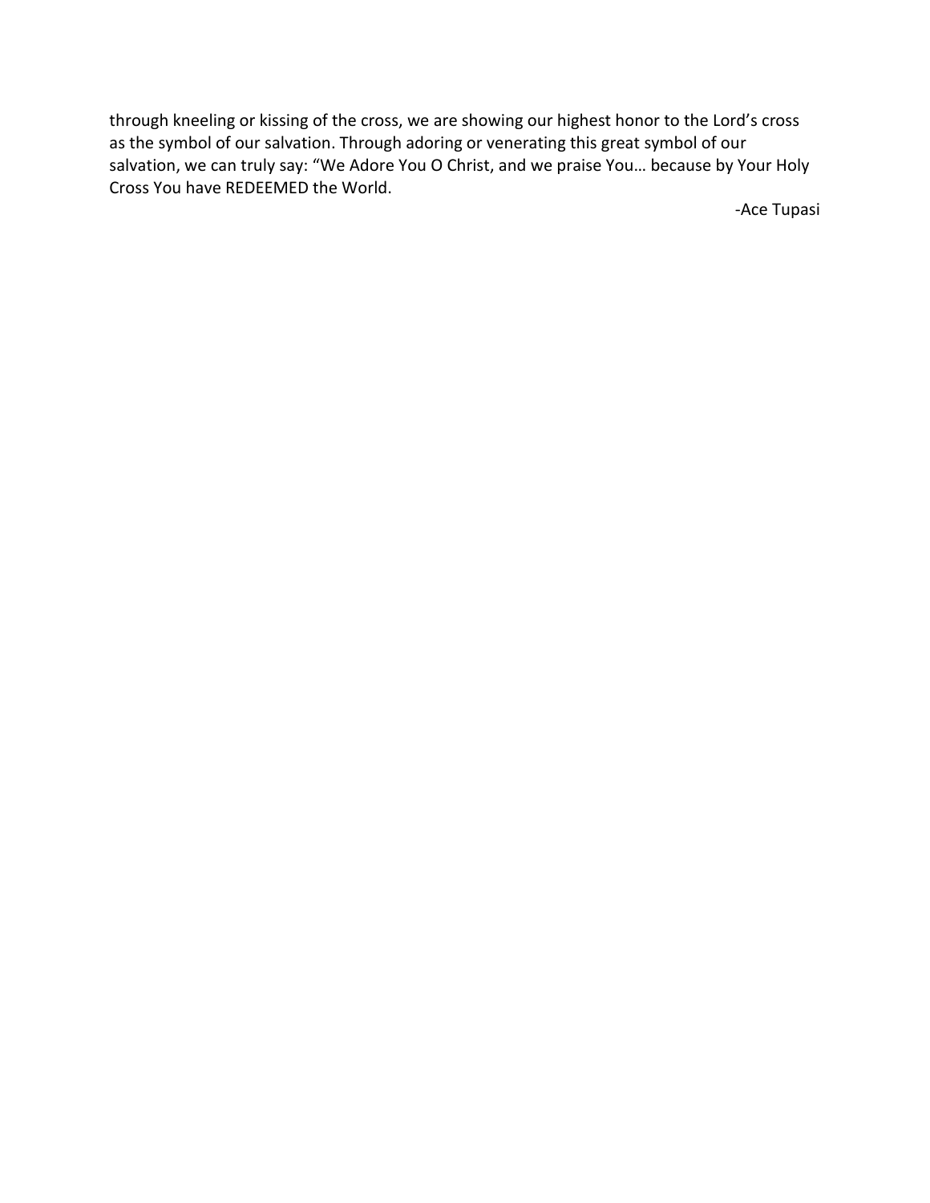through kneeling or kissing of the cross, we are showing our highest honor to the Lord's cross as the symbol of our salvation. Through adoring or venerating this great symbol of our salvation, we can truly say: "We Adore You O Christ, and we praise You… because by Your Holy Cross You have REDEEMED the World.

-Ace Tupasi